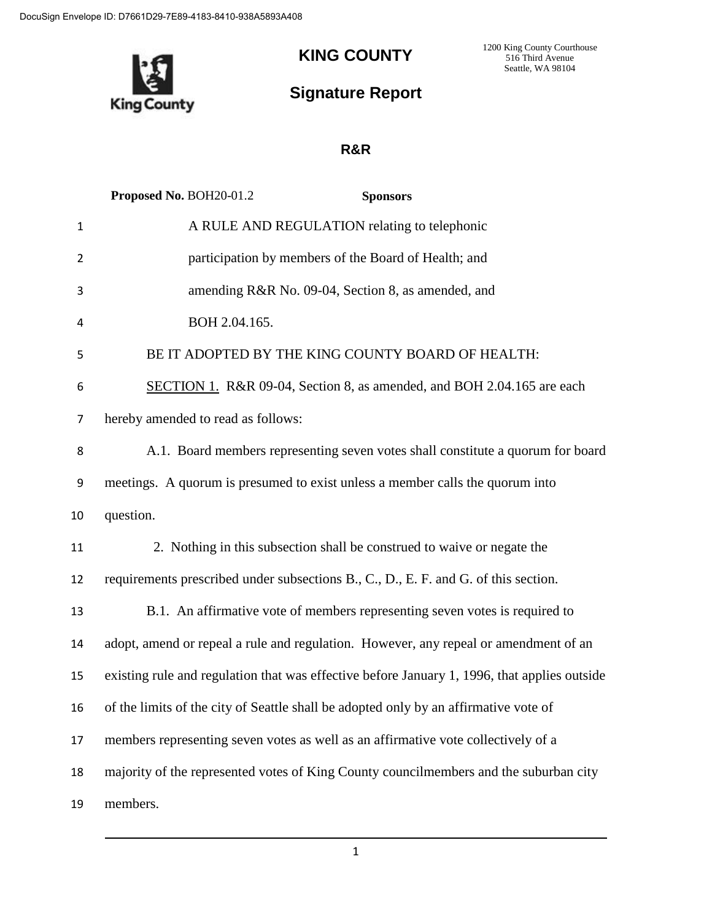DocuSign Envelope ID: D7661D29-7E89-4183-8410-938A5893A408

# KING COUNTY

1200 King County Courthouse
516 Third Avenue
Seattle, WA 98104

## Signature Report

### R&R

**Proposed No.** BOH20-01.2 **Sponsors**

A RULE AND REGULATION relating to telephonic participation by members of the Board of Health; and amending R&R No. 09-04, Section 8, as amended, and BOH 2.04.165.

BE IT ADOPTED BY THE KING COUNTY BOARD OF HEALTH:

SECTION 1. R&R 09-04, Section 8, as amended, and BOH 2.04.165 are each hereby amended to read as follows:

A.1. Board members representing seven votes shall constitute a quorum for board meetings. A quorum is presumed to exist unless a member calls the quorum into question.

2. Nothing in this subsection shall be construed to waive or negate the requirements prescribed under subsections B., C., D., E. F. and G. of this section.

B.1. An affirmative vote of members representing seven votes is required to adopt, amend or repeal a rule and regulation. However, any repeal or amendment of an existing rule and regulation that was effective before January 1, 1996, that applies outside of the limits of the city of Seattle shall be adopted only by an affirmative vote of members representing seven votes as well as an affirmative vote collectively of a majority of the represented votes of King County councilmembers and the suburban city members.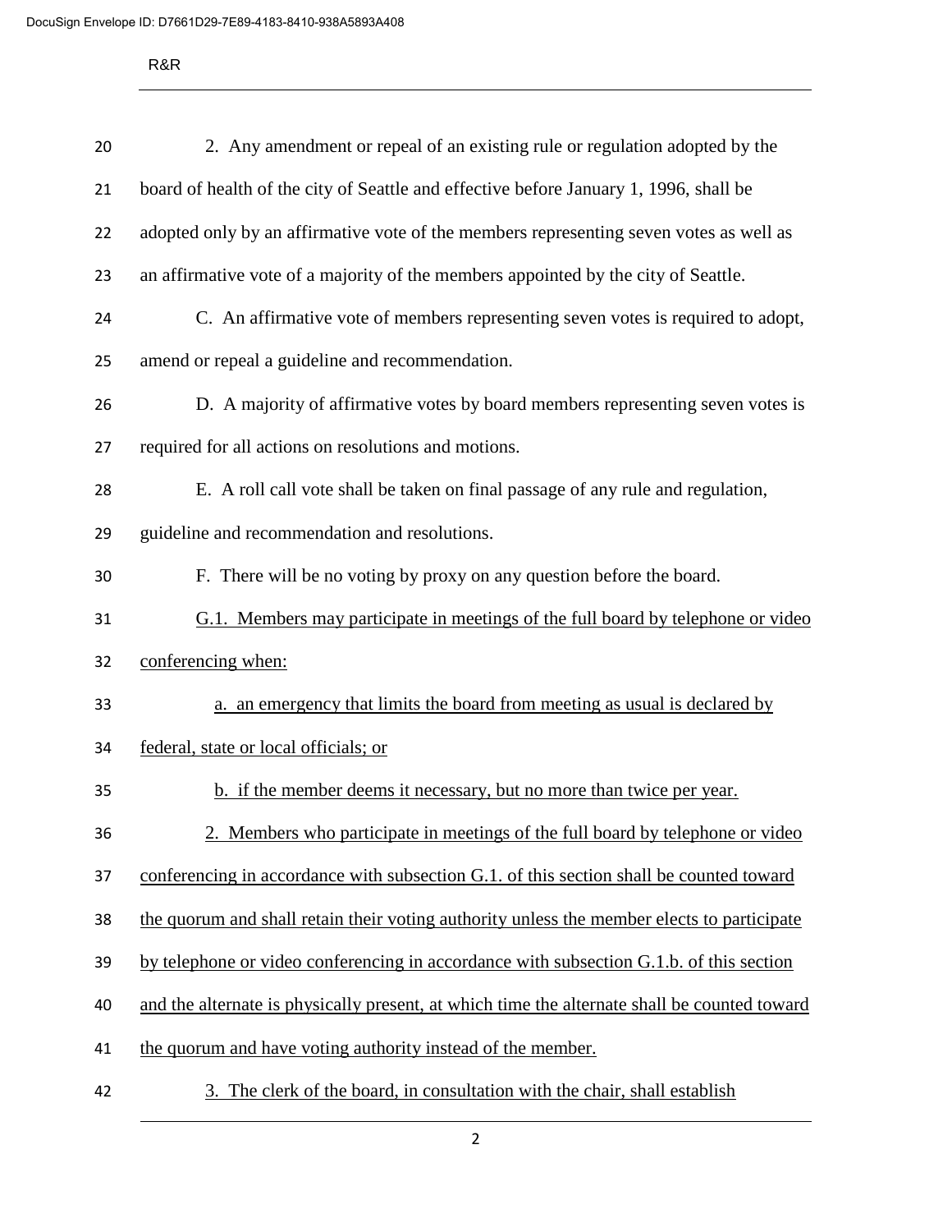2. Any amendment or repeal of an existing rule or regulation adopted by the board of health of the city of Seattle and effective before January 1, 1996, shall be adopted only by an affirmative vote of the members representing seven votes as well as an affirmative vote of a majority of the members appointed by the city of Seattle.

C. An affirmative vote of members representing seven votes is required to adopt, amend or repeal a guideline and recommendation.

D. A majority of affirmative votes by board members representing seven votes is required for all actions on resolutions and motions.

E. A roll call vote shall be taken on final passage of any rule and regulation, guideline and recommendation and resolutions.

F. There will be no voting by proxy on any question before the board.

<u>G.1. Members may participate in meetings of the full board by telephone or video conferencing when:</u>

<u>a. an emergency that limits the board from meeting as usual is declared by federal, state or local officials; or</u>

<u>b. if the member deems it necessary, but no more than twice per year.</u>

<u>2. Members who participate in meetings of the full board by telephone or video conferencing in accordance with subsection G.1. of this section shall be counted toward the quorum and shall retain their voting authority unless the member elects to participate by telephone or video conferencing in accordance with subsection G.1.b. of this section and the alternate is physically present, at which time the alternate shall be counted toward the quorum and have voting authority instead of the member.</u>

<u>3. The clerk of the board, in consultation with the chair, shall establish</u>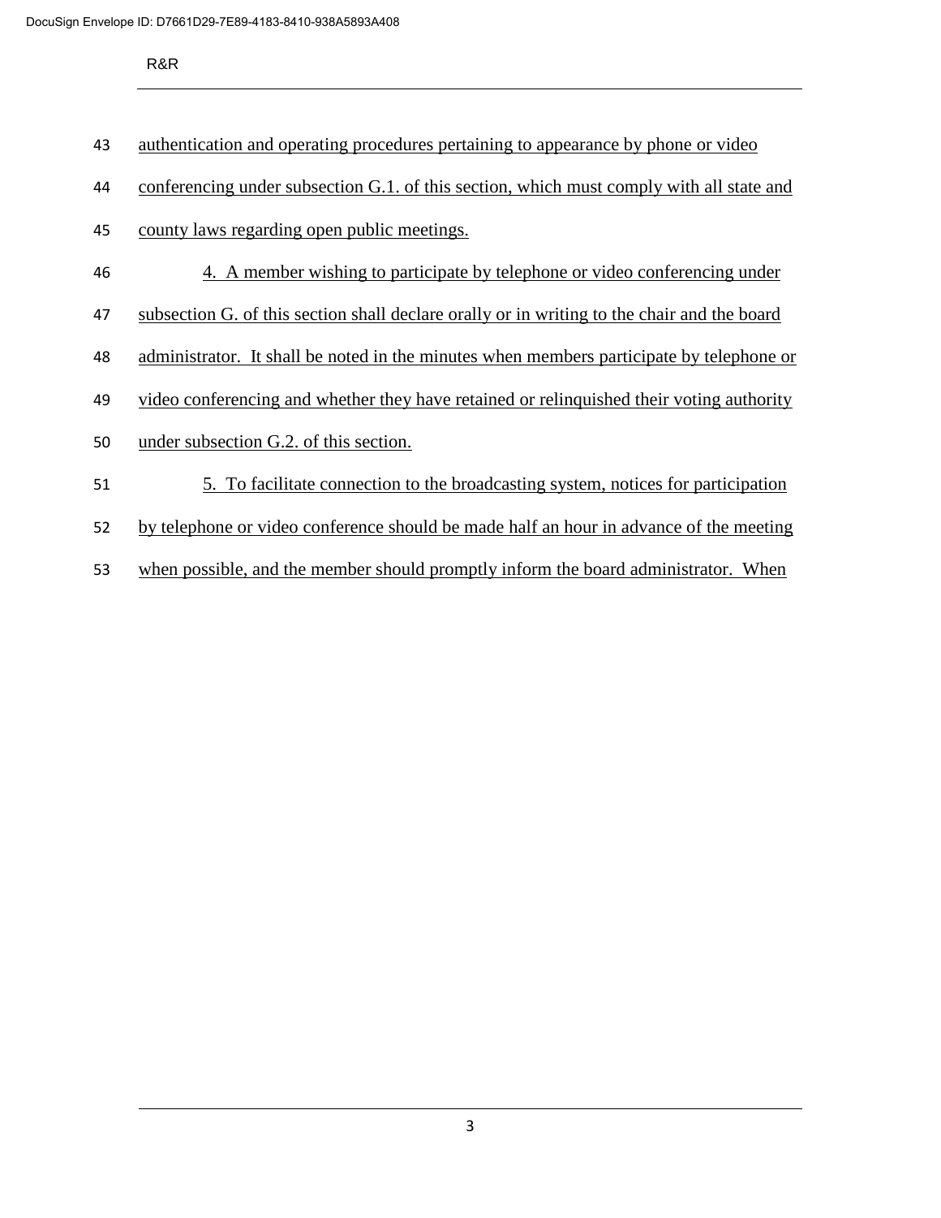authentication and operating procedures pertaining to appearance by phone or video conferencing under subsection G.1. of this section, which must comply with all state and county laws regarding open public meetings.

4. A member wishing to participate by telephone or video conferencing under subsection G. of this section shall declare orally or in writing to the chair and the board administrator. It shall be noted in the minutes when members participate by telephone or video conferencing and whether they have retained or relinquished their voting authority under subsection G.2. of this section.

5. To facilitate connection to the broadcasting system, notices for participation by telephone or video conference should be made half an hour in advance of the meeting when possible, and the member should promptly inform the board administrator. When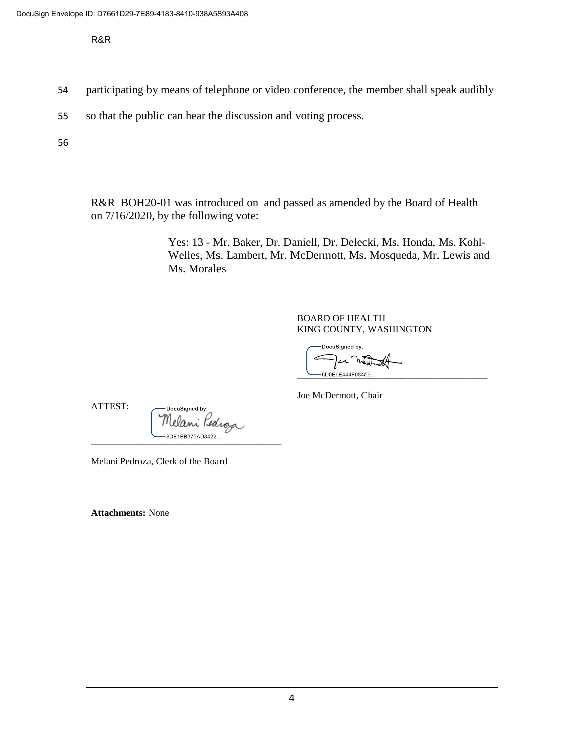54 participating by means of telephone or video conference, the member shall speak audibly

55 so that the public can hear the discussion and voting process.

56

R&R BOH20-01 was introduced on and passed as amended by the Board of Health on 7/16/2020, by the following vote:

Yes: 13 - Mr. Baker, Dr. Daniell, Dr. Delecki, Ms. Honda, Ms. Kohl-Welles, Ms. Lambert, Mr. McDermott, Ms. Mosqueda, Mr. Lewis and Ms. Morales

BOARD OF HEALTH
KING COUNTY, WASHINGTON

DocuSigned by:
6D0E6E444F08459...

Joe McDermott, Chair

ATTEST:

DocuSigned by:
8DE1BB375AD3422...

Melani Pedroza, Clerk of the Board

**Attachments:** None